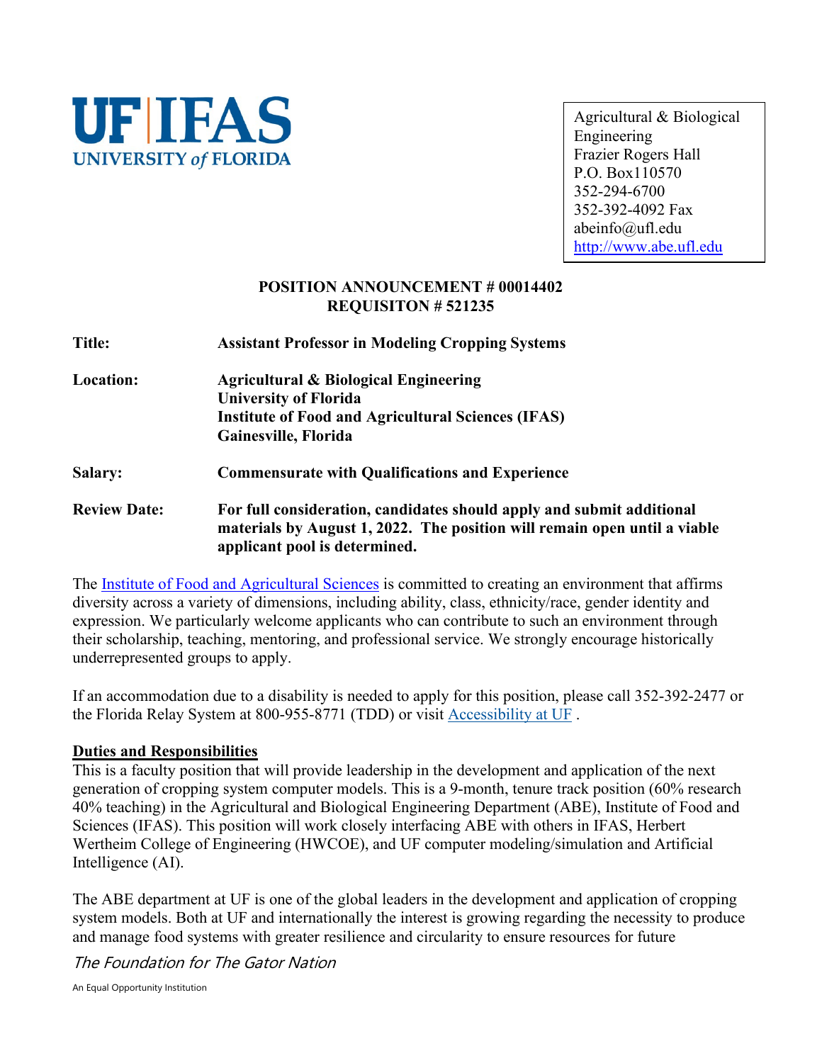UF | IFAS
UNIVERSITY of FLORIDA

Agricultural & Biological Engineering
Frazier Rogers Hall
P.O. Box110570
352-294-6700
352-392-4092 Fax
abeinfo@ufl.edu
http://www.abe.ufl.edu

**POSITION ANNOUNCEMENT # 00014402**
**REQUISITON # 521235**

| | |
|---|---|
| **Title:** | **Assistant Professor in Modeling Cropping Systems** |
| **Location:** | **Agricultural & Biological Engineering**<br>**University of Florida**<br>**Institute of Food and Agricultural Sciences (IFAS)**<br>**Gainesville, Florida** |
| **Salary:** | **Commensurate with Qualifications and Experience** |
| **Review Date:** | **For full consideration, candidates should apply and submit additional materials by August 1, 2022. The position will remain open until a viable applicant pool is determined.** |

The Institute of Food and Agricultural Sciences is committed to creating an environment that affirms diversity across a variety of dimensions, including ability, class, ethnicity/race, gender identity and expression. We particularly welcome applicants who can contribute to such an environment through their scholarship, teaching, mentoring, and professional service. We strongly encourage historically underrepresented groups to apply.

If an accommodation due to a disability is needed to apply for this position, please call 352-392-2477 or the Florida Relay System at 800-955-8771 (TDD) or visit Accessibility at UF .

## Duties and Responsibilities

This is a faculty position that will provide leadership in the development and application of the next generation of cropping system computer models. This is a 9-month, tenure track position (60% research 40% teaching) in the Agricultural and Biological Engineering Department (ABE), Institute of Food and Sciences (IFAS). This position will work closely interfacing ABE with others in IFAS, Herbert Wertheim College of Engineering (HWCOE), and UF computer modeling/simulation and Artificial Intelligence (AI).

The ABE department at UF is one of the global leaders in the development and application of cropping system models. Both at UF and internationally the interest is growing regarding the necessity to produce and manage food systems with greater resilience and circularity to ensure resources for future

*The Foundation for The Gator Nation*

An Equal Opportunity Institution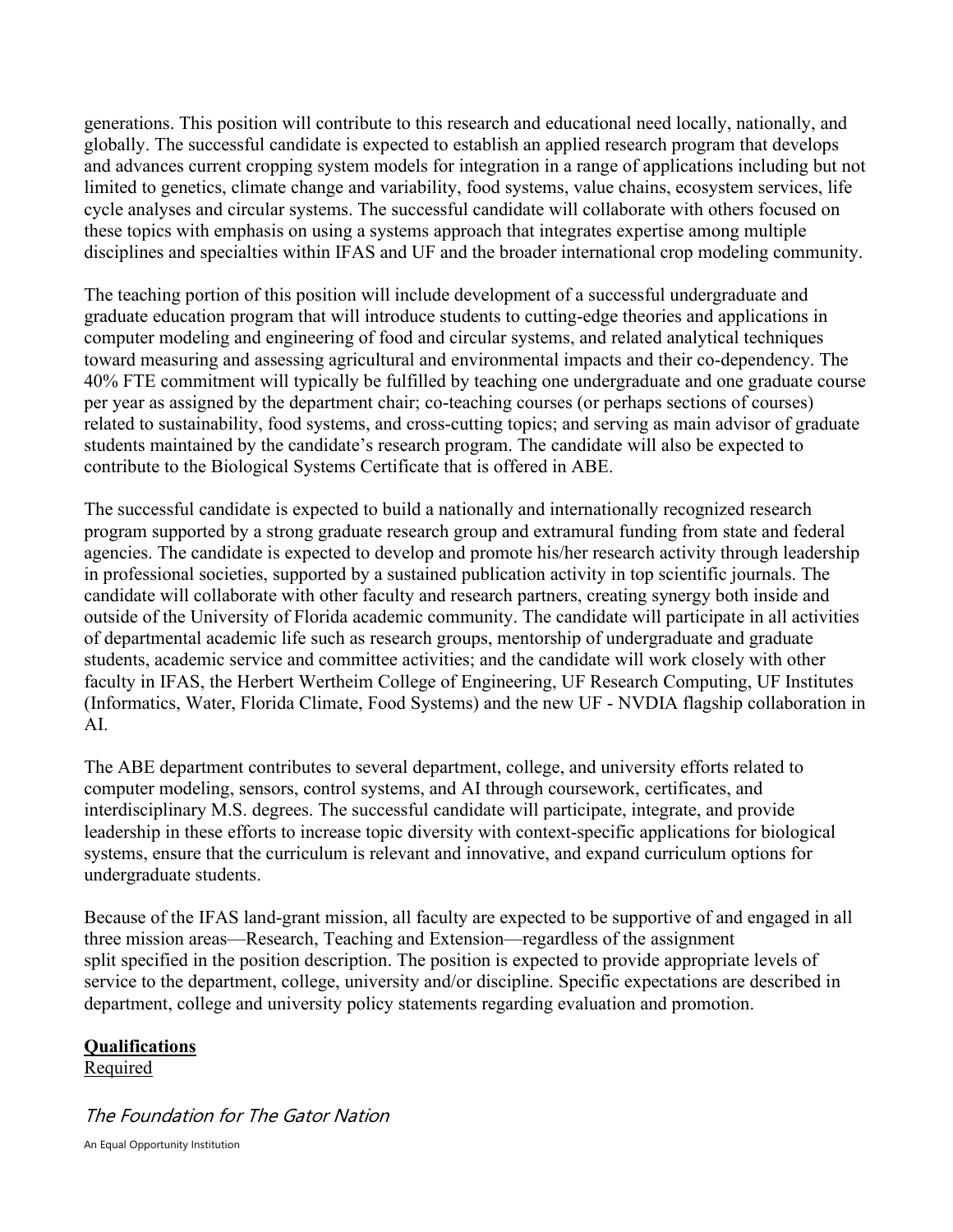generations. This position will contribute to this research and educational need locally, nationally, and globally. The successful candidate is expected to establish an applied research program that develops and advances current cropping system models for integration in a range of applications including but not limited to genetics, climate change and variability, food systems, value chains, ecosystem services, life cycle analyses and circular systems. The successful candidate will collaborate with others focused on these topics with emphasis on using a systems approach that integrates expertise among multiple disciplines and specialties within IFAS and UF and the broader international crop modeling community.

The teaching portion of this position will include development of a successful undergraduate and graduate education program that will introduce students to cutting-edge theories and applications in computer modeling and engineering of food and circular systems, and related analytical techniques toward measuring and assessing agricultural and environmental impacts and their co-dependency. The 40% FTE commitment will typically be fulfilled by teaching one undergraduate and one graduate course per year as assigned by the department chair; co-teaching courses (or perhaps sections of courses) related to sustainability, food systems, and cross-cutting topics; and serving as main advisor of graduate students maintained by the candidate's research program. The candidate will also be expected to contribute to the Biological Systems Certificate that is offered in ABE.

The successful candidate is expected to build a nationally and internationally recognized research program supported by a strong graduate research group and extramural funding from state and federal agencies. The candidate is expected to develop and promote his/her research activity through leadership in professional societies, supported by a sustained publication activity in top scientific journals. The candidate will collaborate with other faculty and research partners, creating synergy both inside and outside of the University of Florida academic community. The candidate will participate in all activities of departmental academic life such as research groups, mentorship of undergraduate and graduate students, academic service and committee activities; and the candidate will work closely with other faculty in IFAS, the Herbert Wertheim College of Engineering, UF Research Computing, UF Institutes (Informatics, Water, Florida Climate, Food Systems) and the new UF - NVDIA flagship collaboration in AI.

The ABE department contributes to several department, college, and university efforts related to computer modeling, sensors, control systems, and AI through coursework, certificates, and interdisciplinary M.S. degrees. The successful candidate will participate, integrate, and provide leadership in these efforts to increase topic diversity with context-specific applications for biological systems, ensure that the curriculum is relevant and innovative, and expand curriculum options for undergraduate students.

Because of the IFAS land-grant mission, all faculty are expected to be supportive of and engaged in all three mission areas—Research, Teaching and Extension—regardless of the assignment split specified in the position description. The position is expected to provide appropriate levels of service to the department, college, university and/or discipline. Specific expectations are described in department, college and university policy statements regarding evaluation and promotion.

## Qualifications

Required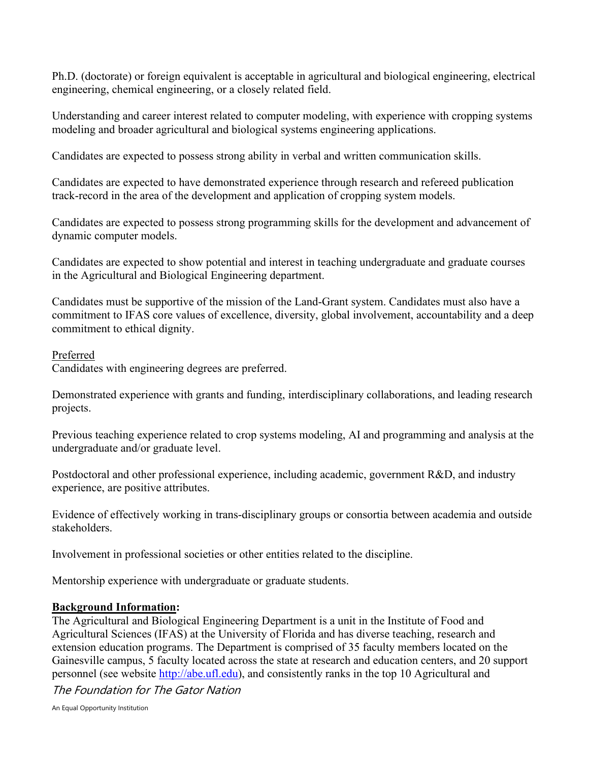Ph.D. (doctorate) or foreign equivalent is acceptable in agricultural and biological engineering, electrical engineering, chemical engineering, or a closely related field.

Understanding and career interest related to computer modeling, with experience with cropping systems modeling and broader agricultural and biological systems engineering applications.

Candidates are expected to possess strong ability in verbal and written communication skills.

Candidates are expected to have demonstrated experience through research and refereed publication track-record in the area of the development and application of cropping system models.

Candidates are expected to possess strong programming skills for the development and advancement of dynamic computer models.

Candidates are expected to show potential and interest in teaching undergraduate and graduate courses in the Agricultural and Biological Engineering department.

Candidates must be supportive of the mission of the Land-Grant system. Candidates must also have a commitment to IFAS core values of excellence, diversity, global involvement, accountability and a deep commitment to ethical dignity.

Preferred

Candidates with engineering degrees are preferred.

Demonstrated experience with grants and funding, interdisciplinary collaborations, and leading research projects.

Previous teaching experience related to crop systems modeling, AI and programming and analysis at the undergraduate and/or graduate level.

Postdoctoral and other professional experience, including academic, government R&D, and industry experience, are positive attributes.

Evidence of effectively working in trans-disciplinary groups or consortia between academia and outside stakeholders.

Involvement in professional societies or other entities related to the discipline.

Mentorship experience with undergraduate or graduate students.

**Background Information:**

The Agricultural and Biological Engineering Department is a unit in the Institute of Food and Agricultural Sciences (IFAS) at the University of Florida and has diverse teaching, research and extension education programs. The Department is comprised of 35 faculty members located on the Gainesville campus, 5 faculty located across the state at research and education centers, and 20 support personnel (see website http://abe.ufl.edu), and consistently ranks in the top 10 Agricultural and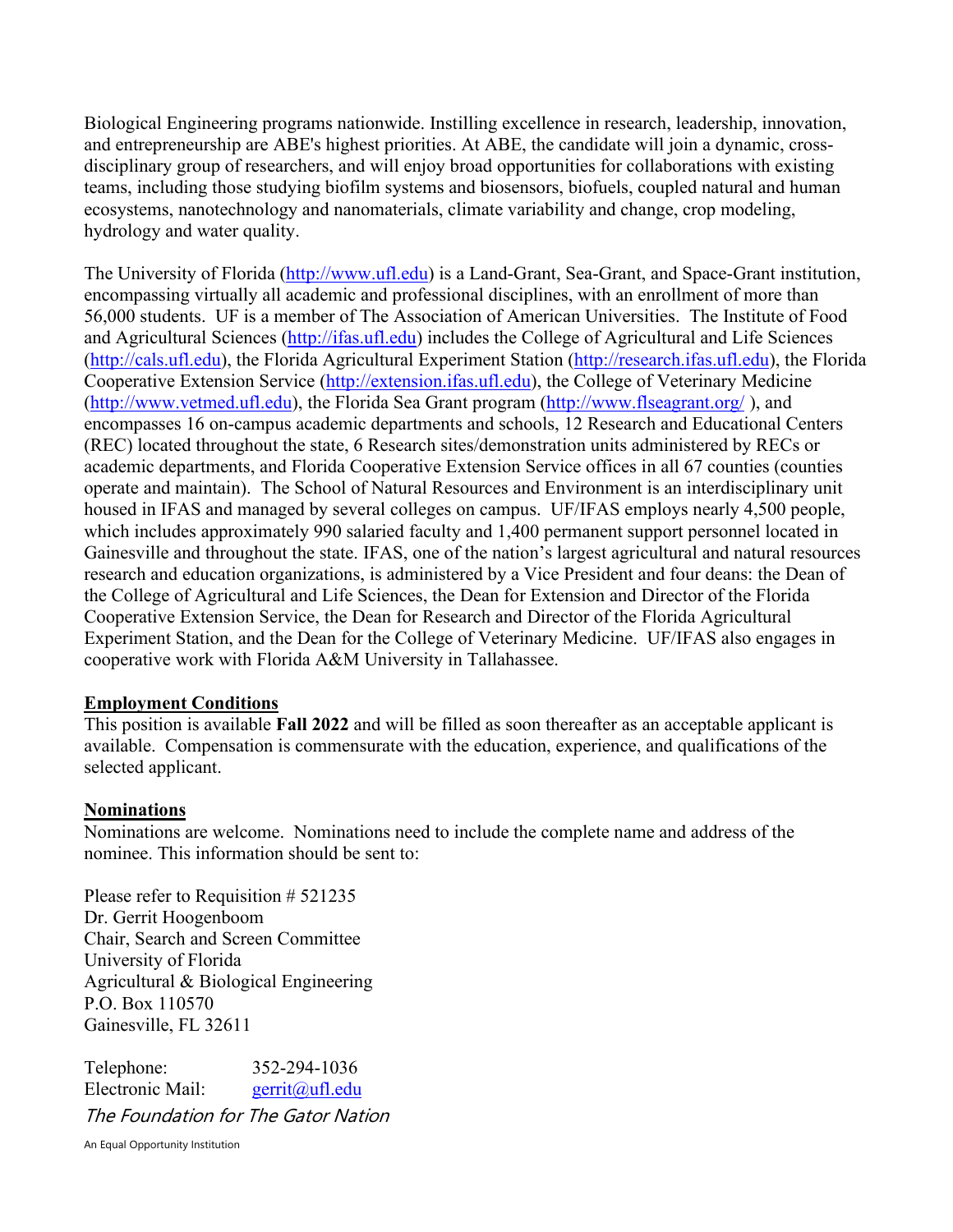Biological Engineering programs nationwide. Instilling excellence in research, leadership, innovation, and entrepreneurship are ABE's highest priorities. At ABE, the candidate will join a dynamic, cross-disciplinary group of researchers, and will enjoy broad opportunities for collaborations with existing teams, including those studying biofilm systems and biosensors, biofuels, coupled natural and human ecosystems, nanotechnology and nanomaterials, climate variability and change, crop modeling, hydrology and water quality.

The University of Florida (http://www.ufl.edu) is a Land-Grant, Sea-Grant, and Space-Grant institution, encompassing virtually all academic and professional disciplines, with an enrollment of more than 56,000 students. UF is a member of The Association of American Universities. The Institute of Food and Agricultural Sciences (http://ifas.ufl.edu) includes the College of Agricultural and Life Sciences (http://cals.ufl.edu), the Florida Agricultural Experiment Station (http://research.ifas.ufl.edu), the Florida Cooperative Extension Service (http://extension.ifas.ufl.edu), the College of Veterinary Medicine (http://www.vetmed.ufl.edu), the Florida Sea Grant program (http://www.flseagrant.org/ ), and encompasses 16 on-campus academic departments and schools, 12 Research and Educational Centers (REC) located throughout the state, 6 Research sites/demonstration units administered by RECs or academic departments, and Florida Cooperative Extension Service offices in all 67 counties (counties operate and maintain). The School of Natural Resources and Environment is an interdisciplinary unit housed in IFAS and managed by several colleges on campus. UF/IFAS employs nearly 4,500 people, which includes approximately 990 salaried faculty and 1,400 permanent support personnel located in Gainesville and throughout the state. IFAS, one of the nation's largest agricultural and natural resources research and education organizations, is administered by a Vice President and four deans: the Dean of the College of Agricultural and Life Sciences, the Dean for Extension and Director of the Florida Cooperative Extension Service, the Dean for Research and Director of the Florida Agricultural Experiment Station, and the Dean for the College of Veterinary Medicine. UF/IFAS also engages in cooperative work with Florida A&M University in Tallahassee.

## Employment Conditions

This position is available **Fall 2022** and will be filled as soon thereafter as an acceptable applicant is available. Compensation is commensurate with the education, experience, and qualifications of the selected applicant.

## Nominations

Nominations are welcome. Nominations need to include the complete name and address of the nominee. This information should be sent to:

Please refer to Requisition # 521235
Dr. Gerrit Hoogenboom
Chair, Search and Screen Committee
University of Florida
Agricultural & Biological Engineering
P.O. Box 110570
Gainesville, FL 32611

Telephone: 352-294-1036
Electronic Mail: gerrit@ufl.edu

*The Foundation for The Gator Nation*

An Equal Opportunity Institution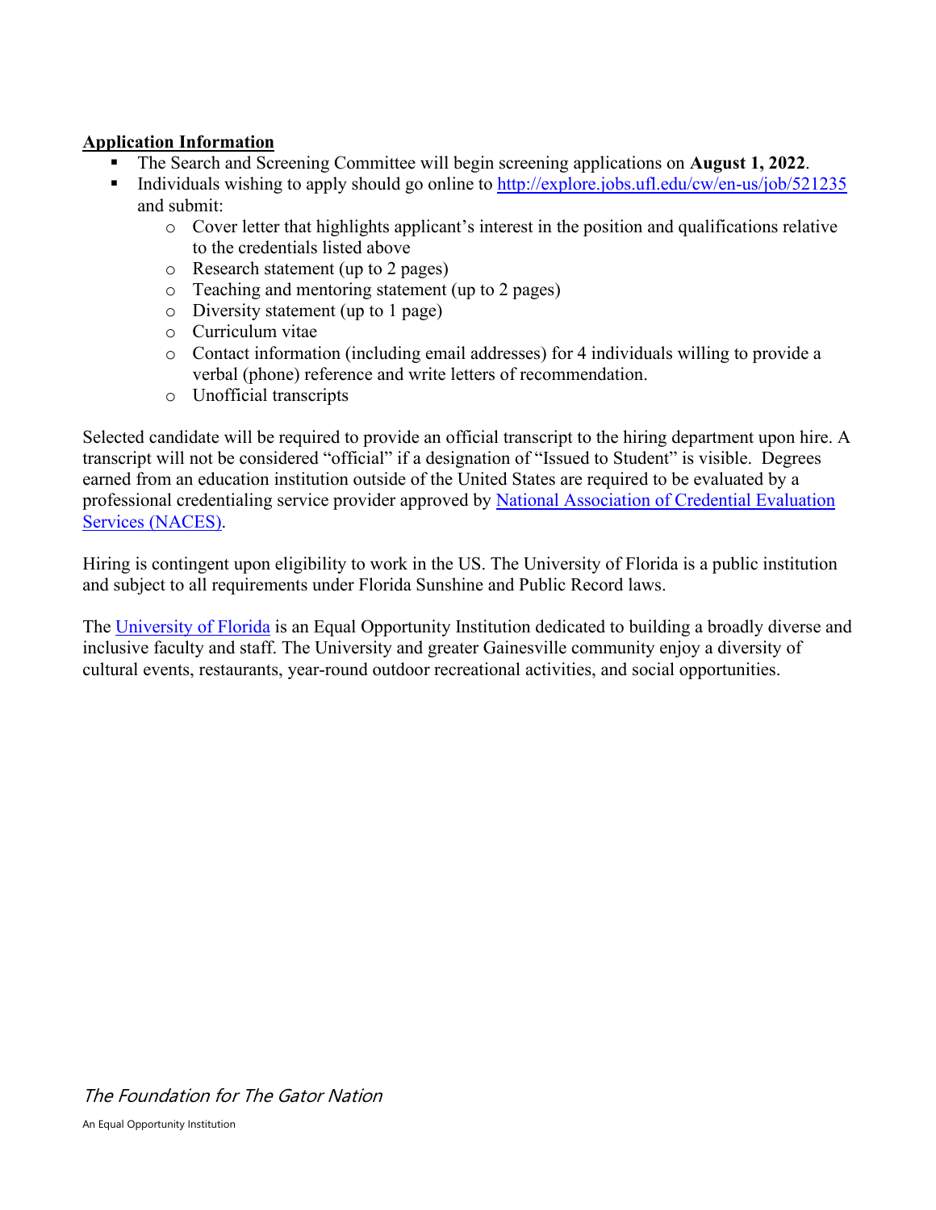**Application Information**

- The Search and Screening Committee will begin screening applications on **August 1, 2022**.
- Individuals wishing to apply should go online to [http://explore.jobs.ufl.edu/cw/en-us/job/521235](http://explore.jobs.ufl.edu/cw/en-us/job/521235) and submit:
  - Cover letter that highlights applicant's interest in the position and qualifications relative to the credentials listed above
  - Research statement (up to 2 pages)
  - Teaching and mentoring statement (up to 2 pages)
  - Diversity statement (up to 1 page)
  - Curriculum vitae
  - Contact information (including email addresses) for 4 individuals willing to provide a verbal (phone) reference and write letters of recommendation.
  - Unofficial transcripts

Selected candidate will be required to provide an official transcript to the hiring department upon hire. A transcript will not be considered "official" if a designation of "Issued to Student" is visible. Degrees earned from an education institution outside of the United States are required to be evaluated by a professional credentialing service provider approved by National Association of Credential Evaluation Services (NACES).

Hiring is contingent upon eligibility to work in the US. The University of Florida is a public institution and subject to all requirements under Florida Sunshine and Public Record laws.

The University of Florida is an Equal Opportunity Institution dedicated to building a broadly diverse and inclusive faculty and staff. The University and greater Gainesville community enjoy a diversity of cultural events, restaurants, year-round outdoor recreational activities, and social opportunities.